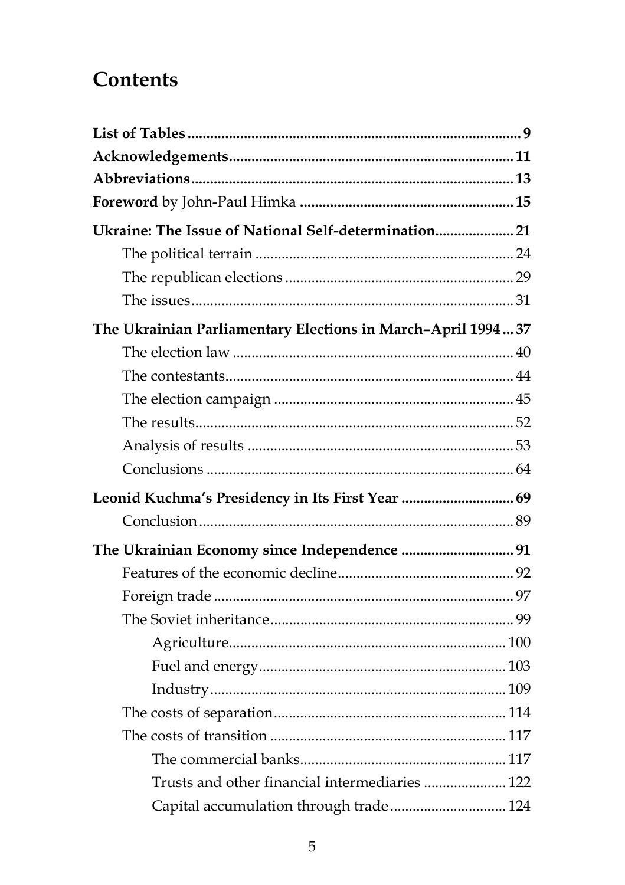# Contents

**List of Tables** .......... **9**

**Acknowledgements** .......... **11**

**Abbreviations** .......... **13**

**Foreword** by John-Paul Himka .......... **15**

**Ukraine: The Issue of National Self-determination** .......... **21**

- The political terrain .......... 24
- The republican elections .......... 29
- The issues .......... 31

**The Ukrainian Parliamentary Elections in March–April 1994** .......... **37**

- The election law .......... 40
- The contestants .......... 44
- The election campaign .......... 45
- The results .......... 52
- Analysis of results .......... 53
- Conclusions .......... 64

**Leonid Kuchma's Presidency in Its First Year** .......... **69**

- Conclusion .......... 89

**The Ukrainian Economy since Independence** .......... **91**

- Features of the economic decline .......... 92
- Foreign trade .......... 97
- The Soviet inheritance .......... 99
  - Agriculture .......... 100
  - Fuel and energy .......... 103
  - Industry .......... 109
- The costs of separation .......... 114
- The costs of transition .......... 117
  - The commercial banks .......... 117
  - Trusts and other financial intermediaries .......... 122
  - Capital accumulation through trade .......... 124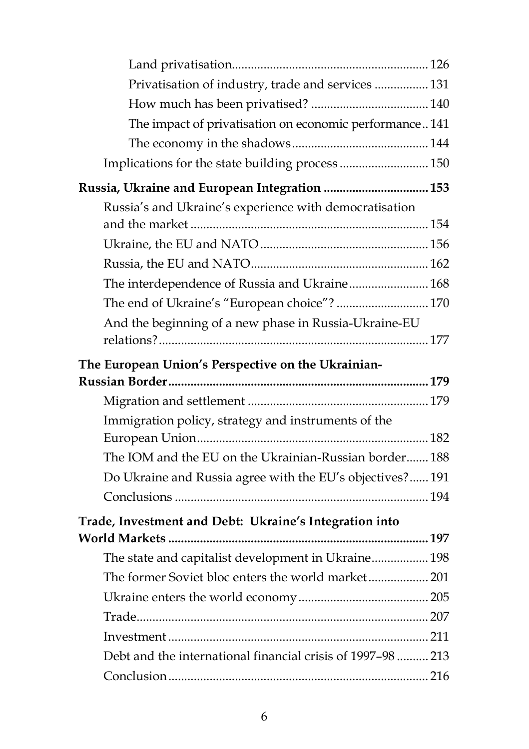Land privatisation ... 126

Privatisation of industry, trade and services ... 131

How much has been privatised? ... 140

The impact of privatisation on economic performance .. 141

The economy in the shadows ... 144

Implications for the state building process ... 150

**Russia, Ukraine and European Integration ... 153**

Russia's and Ukraine's experience with democratisation and the market ... 154

Ukraine, the EU and NATO ... 156

Russia, the EU and NATO ... 162

The interdependence of Russia and Ukraine ... 168

The end of Ukraine's "European choice"? ... 170

And the beginning of a new phase in Russia-Ukraine-EU relations? ... 177

**The European Union's Perspective on the Ukrainian-Russian Border ... 179**

Migration and settlement ... 179

Immigration policy, strategy and instruments of the European Union ... 182

The IOM and the EU on the Ukrainian-Russian border ... 188

Do Ukraine and Russia agree with the EU's objectives? ... 191

Conclusions ... 194

**Trade, Investment and Debt: Ukraine's Integration into World Markets ... 197**

The state and capitalist development in Ukraine ... 198

The former Soviet bloc enters the world market ... 201

Ukraine enters the world economy ... 205

Trade ... 207

Investment ... 211

Debt and the international financial crisis of 1997–98 ... 213

Conclusion ... 216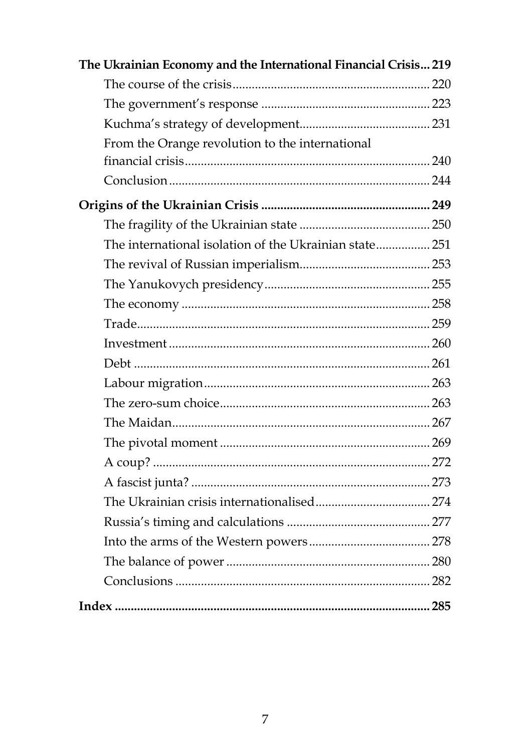**The Ukrainian Economy and the International Financial Crisis... 219**

- The course of the crisis ... 220
- The government's response ... 223
- Kuchma's strategy of development ... 231
- From the Orange revolution to the international financial crisis ... 240
- Conclusion ... 244

**Origins of the Ukrainian Crisis ... 249**

- The fragility of the Ukrainian state ... 250
- The international isolation of the Ukrainian state ... 251
- The revival of Russian imperialism ... 253
- The Yanukovych presidency ... 255
- The economy ... 258
- Trade ... 259
- Investment ... 260
- Debt ... 261
- Labour migration ... 263
- The zero-sum choice ... 263
- The Maidan ... 267
- The pivotal moment ... 269
- A coup? ... 272
- A fascist junta? ... 273
- The Ukrainian crisis internationalised ... 274
- Russia's timing and calculations ... 277
- Into the arms of the Western powers ... 278
- The balance of power ... 280
- Conclusions ... 282

**Index ... 285**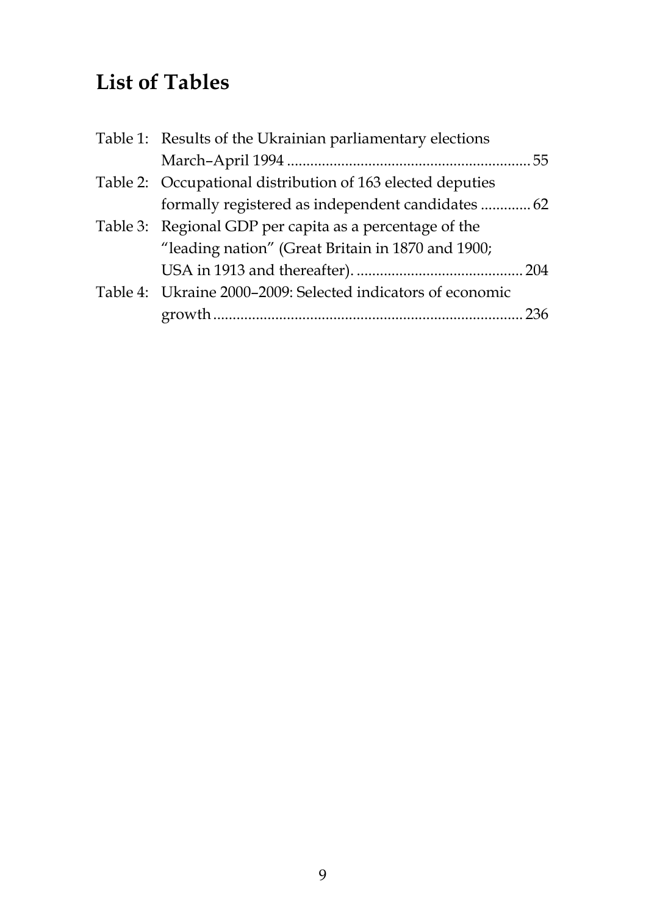# List of Tables

Table 1: Results of the Ukrainian parliamentary elections March–April 1994 .............................................................. 55

Table 2: Occupational distribution of 163 elected deputies formally registered as independent candidates ............. 62

Table 3: Regional GDP per capita as a percentage of the "leading nation" (Great Britain in 1870 and 1900; USA in 1913 and thereafter). ........................................... 204

Table 4: Ukraine 2000–2009: Selected indicators of economic growth ............................................................................... 236